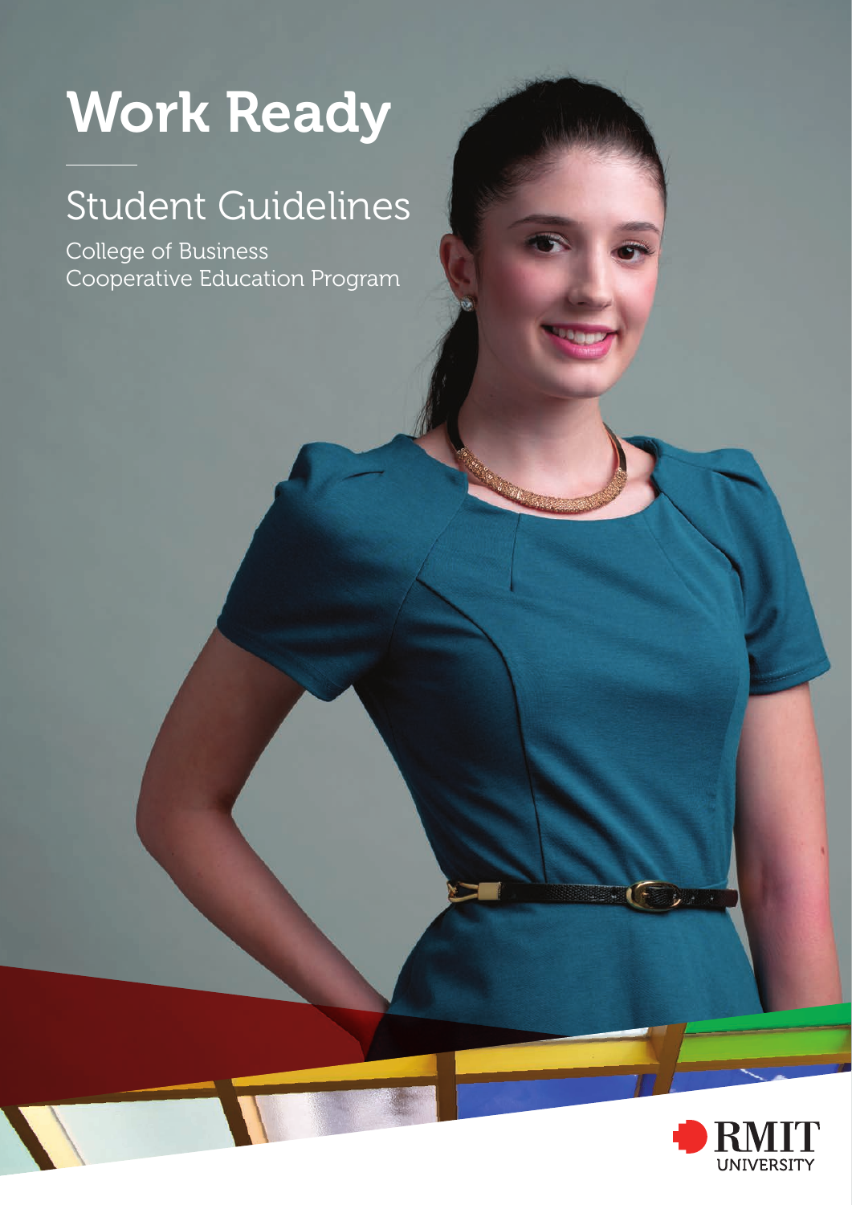# Work Ready

## Student Guidelines

College of Business
Cooperative Education Program

RMIT UNIVERSITY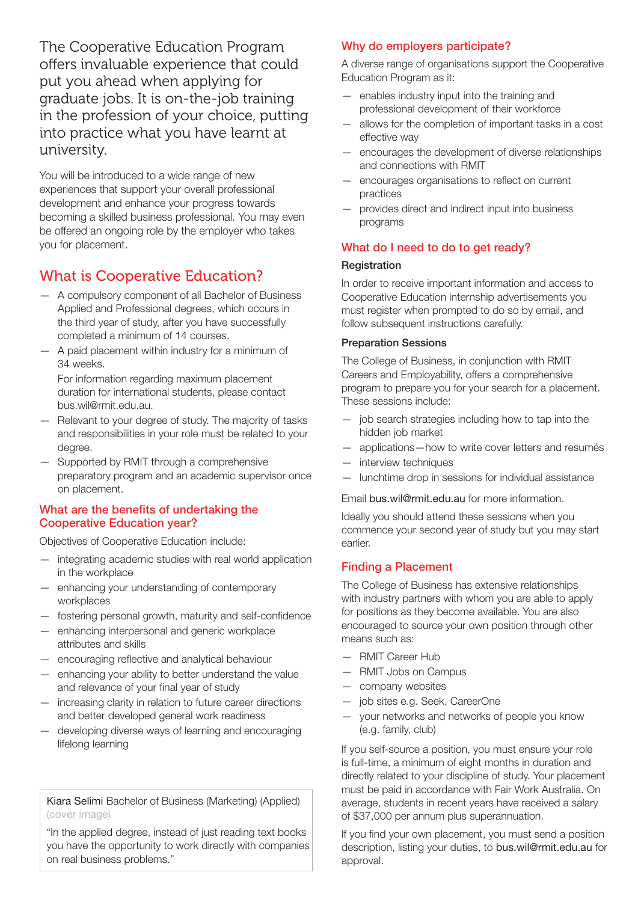The Cooperative Education Program offers invaluable experience that could put you ahead when applying for graduate jobs. It is on-the-job training in the profession of your choice, putting into practice what you have learnt at university.

You will be introduced to a wide range of new experiences that support your overall professional development and enhance your progress towards becoming a skilled business professional. You may even be offered an ongoing role by the employer who takes you for placement.

## What is Cooperative Education?

- A compulsory component of all Bachelor of Business Applied and Professional degrees, which occurs in the third year of study, after you have successfully completed a minimum of 14 courses.
- A paid placement within industry for a minimum of 34 weeks.

  For information regarding maximum placement duration for international students, please contact bus.wil@rmit.edu.au.
- Relevant to your degree of study. The majority of tasks and responsibilities in your role must be related to your degree.
- Supported by RMIT through a comprehensive preparatory program and an academic supervisor once on placement.

### What are the benefits of undertaking the Cooperative Education year?

Objectives of Cooperative Education include:

- integrating academic studies with real world application in the workplace
- enhancing your understanding of contemporary workplaces
- fostering personal growth, maturity and self-confidence
- enhancing interpersonal and generic workplace attributes and skills
- encouraging reflective and analytical behaviour
- enhancing your ability to better understand the value and relevance of your final year of study
- increasing clarity in relation to future career directions and better developed general work readiness
- developing diverse ways of learning and encouraging lifelong learning

Kiara Selimi Bachelor of Business (Marketing) (Applied) (cover image)

"In the applied degree, instead of just reading text books you have the opportunity to work directly with companies on real business problems."

### Why do employers participate?

A diverse range of organisations support the Cooperative Education Program as it:

- enables industry input into the training and professional development of their workforce
- allows for the completion of important tasks in a cost effective way
- encourages the development of diverse relationships and connections with RMIT
- encourages organisations to reflect on current practices
- provides direct and indirect input into business programs

### What do I need to do to get ready?

#### Registration

In order to receive important information and access to Cooperative Education internship advertisements you must register when prompted to do so by email, and follow subsequent instructions carefully.

#### Preparation Sessions

The College of Business, in conjunction with RMIT Careers and Employability, offers a comprehensive program to prepare you for your search for a placement. These sessions include:

- job search strategies including how to tap into the hidden job market
- applications—how to write cover letters and resumés
- interview techniques
- lunchtime drop in sessions for individual assistance

Email bus.wil@rmit.edu.au for more information.

Ideally you should attend these sessions when you commence your second year of study but you may start earlier.

### Finding a Placement

The College of Business has extensive relationships with industry partners with whom you are able to apply for positions as they become available. You are also encouraged to source your own position through other means such as:

- RMIT Career Hub
- RMIT Jobs on Campus
- company websites
- job sites e.g. Seek, CareerOne
- your networks and networks of people you know (e.g. family, club)

If you self-source a position, you must ensure your role is full-time, a minimum of eight months in duration and directly related to your discipline of study. Your placement must be paid in accordance with Fair Work Australia. On average, students in recent years have received a salary of $37,000 per annum plus superannuation.

If you find your own placement, you must send a position description, listing your duties, to bus.wil@rmit.edu.au for approval.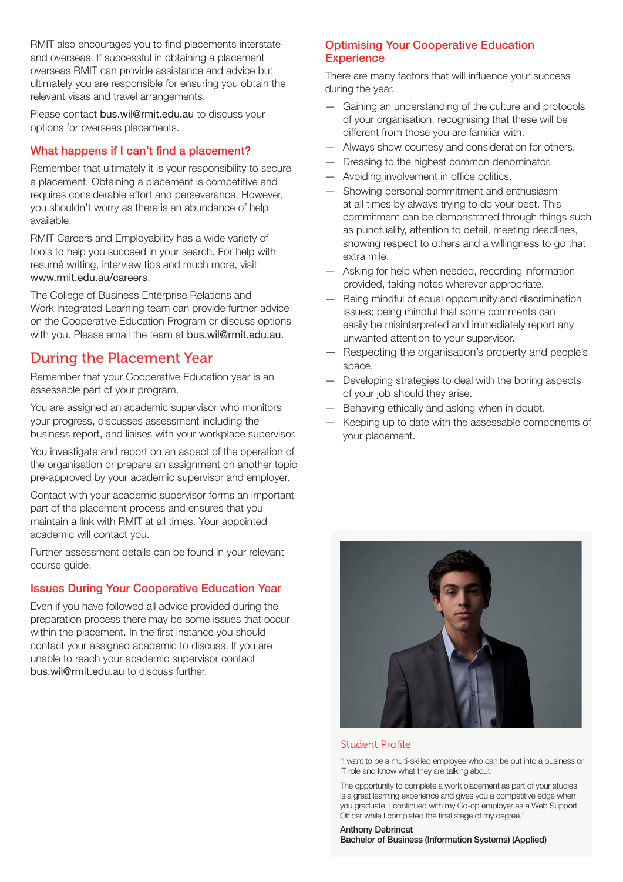RMIT also encourages you to find placements interstate and overseas. If successful in obtaining a placement overseas RMIT can provide assistance and advice but ultimately you are responsible for ensuring you obtain the relevant visas and travel arrangements.

Please contact bus.wil@rmit.edu.au to discuss your options for overseas placements.

### What happens if I can't find a placement?

Remember that ultimately it is your responsibility to secure a placement. Obtaining a placement is competitive and requires considerable effort and perseverance. However, you shouldn't worry as there is an abundance of help available.

RMIT Careers and Employability has a wide variety of tools to help you succeed in your search. For help with resumé writing, interview tips and much more, visit www.rmit.edu.au/careers.

The College of Business Enterprise Relations and Work Integrated Learning team can provide further advice on the Cooperative Education Program or discuss options with you. Please email the team at bus.wil@rmit.edu.au.

## During the Placement Year

Remember that your Cooperative Education year is an assessable part of your program.

You are assigned an academic supervisor who monitors your progress, discusses assessment including the business report, and liaises with your workplace supervisor.

You investigate and report on an aspect of the operation of the organisation or prepare an assignment on another topic pre-approved by your academic supervisor and employer.

Contact with your academic supervisor forms an important part of the placement process and ensures that you maintain a link with RMIT at all times. Your appointed academic will contact you.

Further assessment details can be found in your relevant course guide.

### Issues During Your Cooperative Education Year

Even if you have followed all advice provided during the preparation process there may be some issues that occur within the placement. In the first instance you should contact your assigned academic to discuss. If you are unable to reach your academic supervisor contact bus.wil@rmit.edu.au to discuss further.

### Optimising Your Cooperative Education Experience

There are many factors that will influence your success during the year.

- Gaining an understanding of the culture and protocols of your organisation, recognising that these will be different from those you are familiar with.
- Always show courtesy and consideration for others.
- Dressing to the highest common denominator.
- Avoiding involvement in office politics.
- Showing personal commitment and enthusiasm at all times by always trying to do your best. This commitment can be demonstrated through things such as punctuality, attention to detail, meeting deadlines, showing respect to others and a willingness to go that extra mile.
- Asking for help when needed, recording information provided, taking notes wherever appropriate.
- Being mindful of equal opportunity and discrimination issues; being mindful that some comments can easily be misinterpreted and immediately report any unwanted attention to your supervisor.
- Respecting the organisation's property and people's space.
- Developing strategies to deal with the boring aspects of your job should they arise.
- Behaving ethically and asking when in doubt.
- Keeping up to date with the assessable components of your placement.

### Student Profile

"I want to be a multi-skilled employee who can be put into a business or IT role and know what they are talking about.

The opportunity to complete a work placement as part of your studies is a great learning experience and gives you a competitive edge when you graduate. I continued with my Co-op employer as a Web Support Officer while I completed the final stage of my degree."

**Anthony Debrincat**
**Bachelor of Business (Information Systems) (Applied)**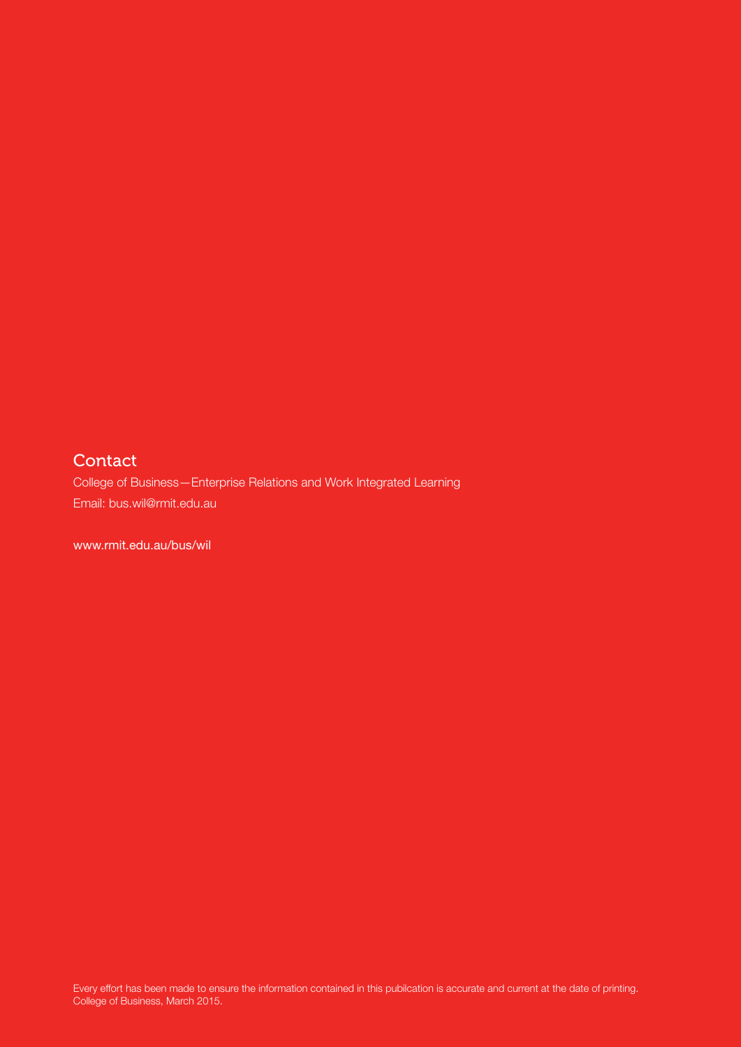## Contact

College of Business—Enterprise Relations and Work Integrated Learning

Email: bus.wil@rmit.edu.au

www.rmit.edu.au/bus/wil

Every effort has been made to ensure the information contained in this pubilcation is accurate and current at the date of printing.
College of Business, March 2015.